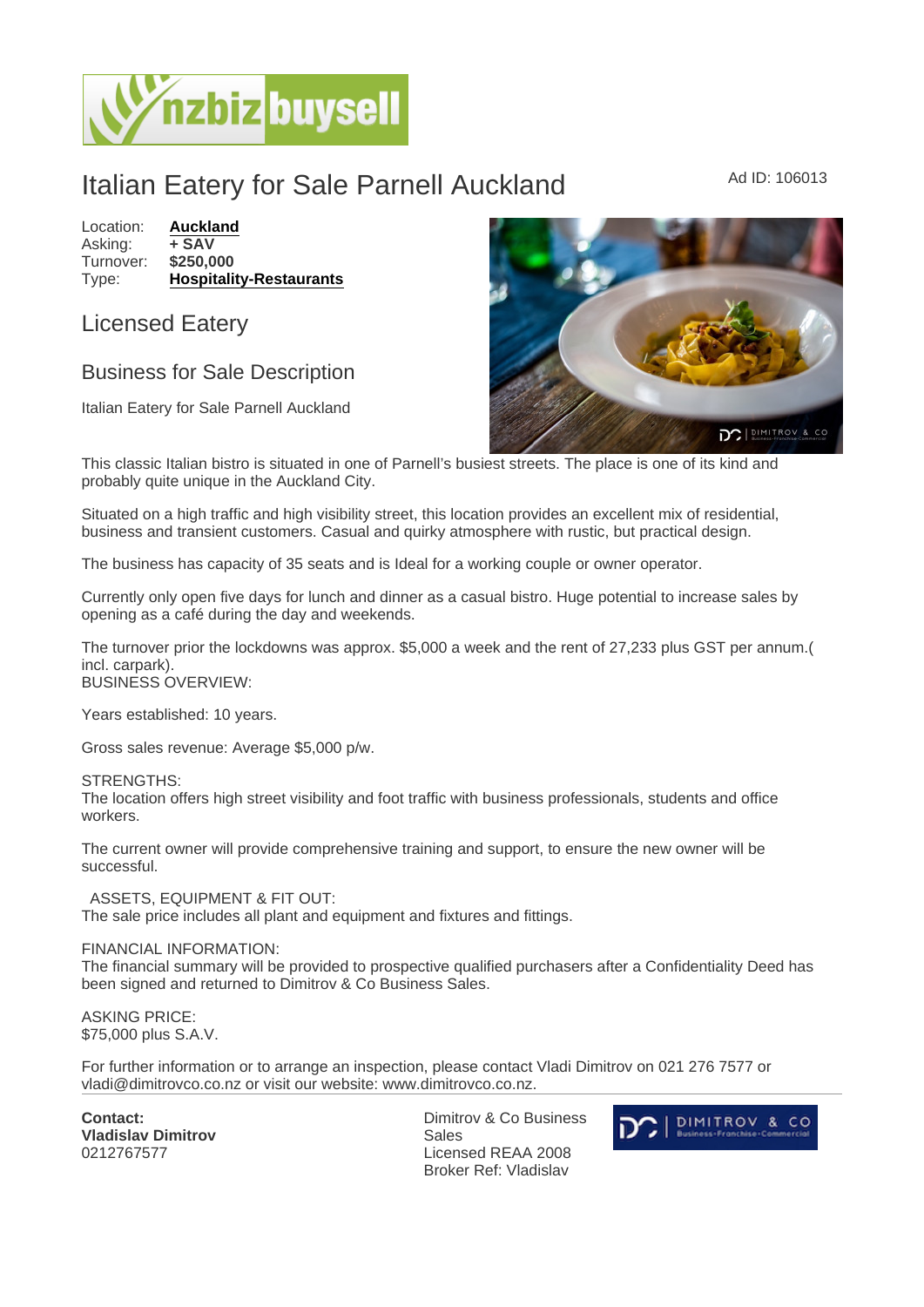# Italian Eatery for Sale Parnell Auckland

Ad ID: 106013

Location: **Auckland**
Asking: **+ SAV**
Turnover: **$250,000**
Type: **Hospitality-Restaurants**

## Licensed Eatery

### Business for Sale Description

Italian Eatery for Sale Parnell Auckland

This classic Italian bistro is situated in one of Parnell's busiest streets. The place is one of its kind and probably quite unique in the Auckland City.

Situated on a high traffic and high visibility street, this location provides an excellent mix of residential, business and transient customers. Casual and quirky atmosphere with rustic, but practical design.

The business has capacity of 35 seats and is Ideal for a working couple or owner operator.

Currently only open five days for lunch and dinner as a casual bistro. Huge potential to increase sales by opening as a café during the day and weekends.

The turnover prior the lockdowns was approx. $5,000 a week and the rent of 27,233 plus GST per annum.( incl. carpark).
BUSINESS OVERVIEW:

Years established: 10 years.

Gross sales revenue: Average $5,000 p/w.

STRENGTHS:
The location offers high street visibility and foot traffic with business professionals, students and office workers.

The current owner will provide comprehensive training and support, to ensure the new owner will be successful.

ASSETS, EQUIPMENT & FIT OUT:
The sale price includes all plant and equipment and fixtures and fittings.

FINANCIAL INFORMATION:
The financial summary will be provided to prospective qualified purchasers after a Confidentiality Deed has been signed and returned to Dimitrov & Co Business Sales.

ASKING PRICE:
$75,000 plus S.A.V.

For further information or to arrange an inspection, please contact Vladi Dimitrov on 021 276 7577 or vladi@dimitrovco.co.nz or visit our website: www.dimitrovco.co.nz.

**Contact:**
**Vladislav Dimitrov**
0212767577

Dimitrov & Co Business Sales
Licensed REAA 2008
Broker Ref: Vladislav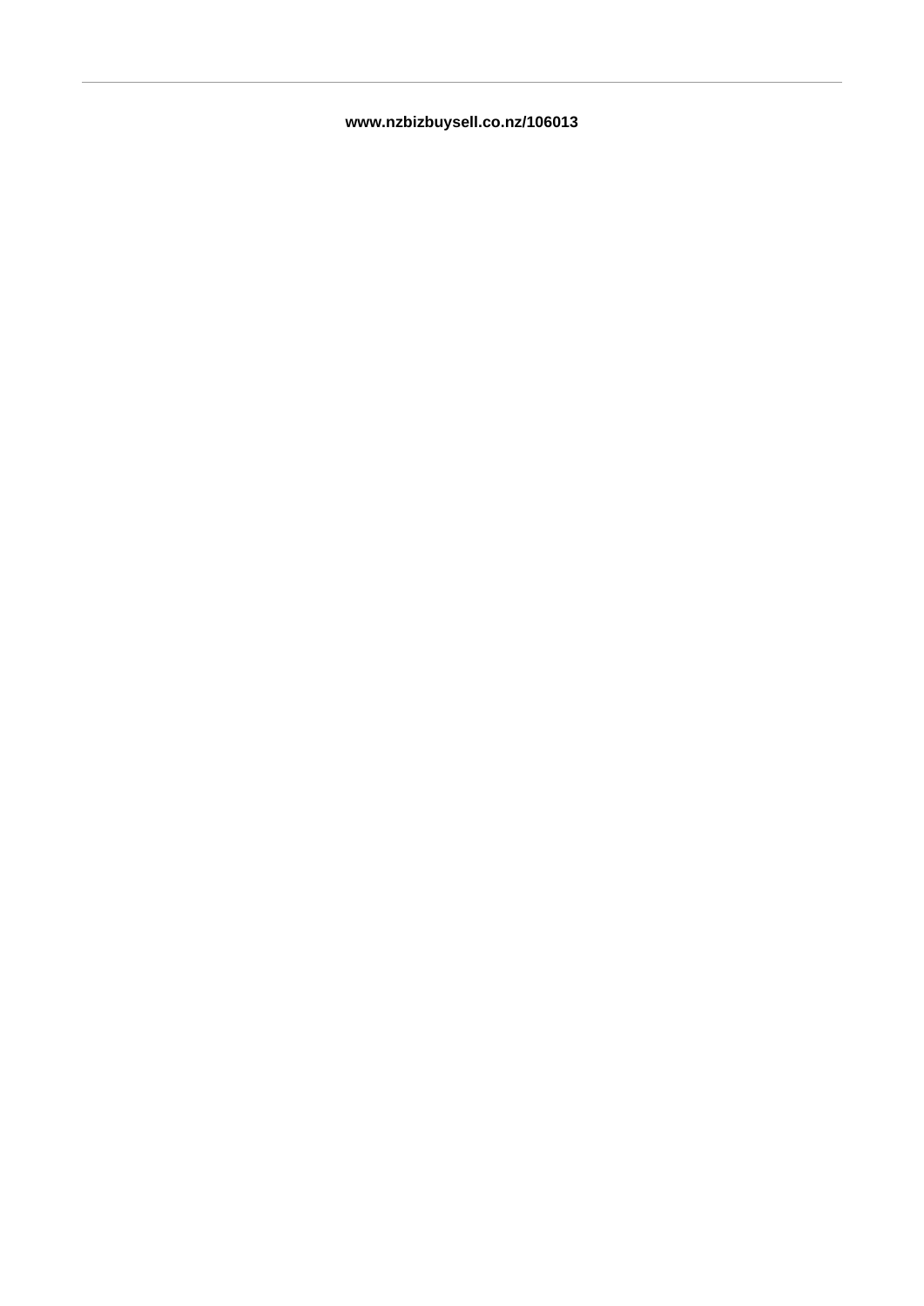**www.nzbizbuysell.co.nz/106013**